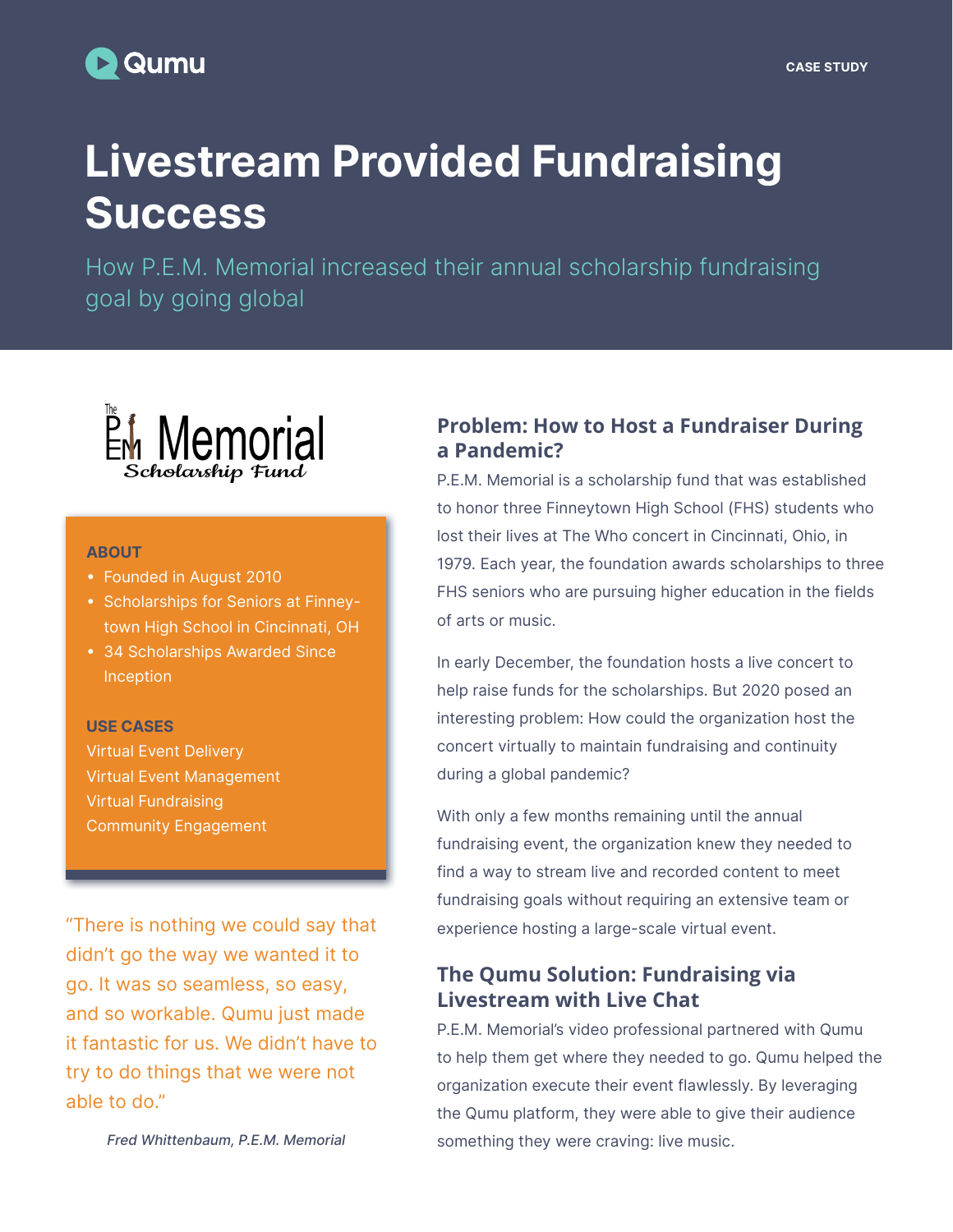Qumu

CASE STUDY

# Livestream Provided Fundraising Success

How P.E.M. Memorial increased their annual scholarship fundraising goal by going global

The P.E.M. Memorial Scholarship Fund

**ABOUT**

- Founded in August 2010
- Scholarships for Seniors at Finneytown High School in Cincinnati, OH
- 34 Scholarships Awarded Since Inception

**USE CASES**

Virtual Event Delivery
Virtual Event Management
Virtual Fundraising
Community Engagement

> "There is nothing we could say that didn't go the way we wanted it to go. It was so seamless, so easy, and so workable. Qumu just made it fantastic for us. We didn't have to try to do things that we were not able to do."
>
> *Fred Whittenbaum, P.E.M. Memorial*

## Problem: How to Host a Fundraiser During a Pandemic?

P.E.M. Memorial is a scholarship fund that was established to honor three Finneytown High School (FHS) students who lost their lives at The Who concert in Cincinnati, Ohio, in 1979. Each year, the foundation awards scholarships to three FHS seniors who are pursuing higher education in the fields of arts or music.

In early December, the foundation hosts a live concert to help raise funds for the scholarships. But 2020 posed an interesting problem: How could the organization host the concert virtually to maintain fundraising and continuity during a global pandemic?

With only a few months remaining until the annual fundraising event, the organization knew they needed to find a way to stream live and recorded content to meet fundraising goals without requiring an extensive team or experience hosting a large-scale virtual event.

## The Qumu Solution: Fundraising via Livestream with Live Chat

P.E.M. Memorial's video professional partnered with Qumu to help them get where they needed to go. Qumu helped the organization execute their event flawlessly. By leveraging the Qumu platform, they were able to give their audience something they were craving: live music.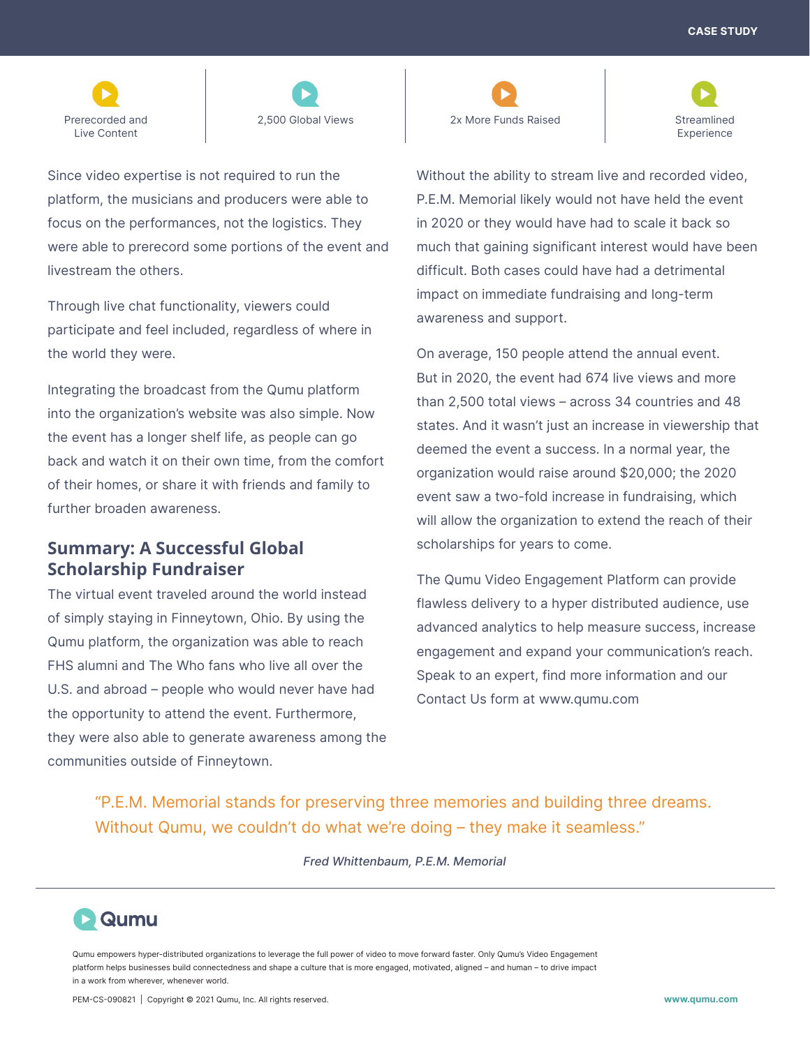Prerecorded and Live Content

2,500 Global Views

2x More Funds Raised

Streamlined Experience

Since video expertise is not required to run the platform, the musicians and producers were able to focus on the performances, not the logistics. They were able to prerecord some portions of the event and livestream the others.

Through live chat functionality, viewers could participate and feel included, regardless of where in the world they were.

Integrating the broadcast from the Qumu platform into the organization's website was also simple. Now the event has a longer shelf life, as people can go back and watch it on their own time, from the comfort of their homes, or share it with friends and family to further broaden awareness.

## Summary: A Successful Global Scholarship Fundraiser

The virtual event traveled around the world instead of simply staying in Finneytown, Ohio. By using the Qumu platform, the organization was able to reach FHS alumni and The Who fans who live all over the U.S. and abroad – people who would never have had the opportunity to attend the event. Furthermore, they were also able to generate awareness among the communities outside of Finneytown.

Without the ability to stream live and recorded video, P.E.M. Memorial likely would not have held the event in 2020 or they would have had to scale it back so much that gaining significant interest would have been difficult. Both cases could have had a detrimental impact on immediate fundraising and long-term awareness and support.

On average, 150 people attend the annual event. But in 2020, the event had 674 live views and more than 2,500 total views – across 34 countries and 48 states. And it wasn't just an increase in viewership that deemed the event a success. In a normal year, the organization would raise around $20,000; the 2020 event saw a two-fold increase in fundraising, which will allow the organization to extend the reach of their scholarships for years to come.

The Qumu Video Engagement Platform can provide flawless delivery to a hyper distributed audience, use advanced analytics to help measure success, increase engagement and expand your communication's reach. Speak to an expert, find more information and our Contact Us form at www.qumu.com

> "P.E.M. Memorial stands for preserving three memories and building three dreams. Without Qumu, we couldn't do what we're doing – they make it seamless."
>
> *Fred Whittenbaum, P.E.M. Memorial*

---

**Qumu**

Qumu empowers hyper-distributed organizations to leverage the full power of video to move forward faster. Only Qumu's Video Engagement platform helps businesses build connectedness and shape a culture that is more engaged, motivated, aligned – and human – to drive impact in a work from wherever, whenever world.

PEM-CS-090821 | Copyright © 2021 Qumu, Inc. All rights reserved.

www.qumu.com